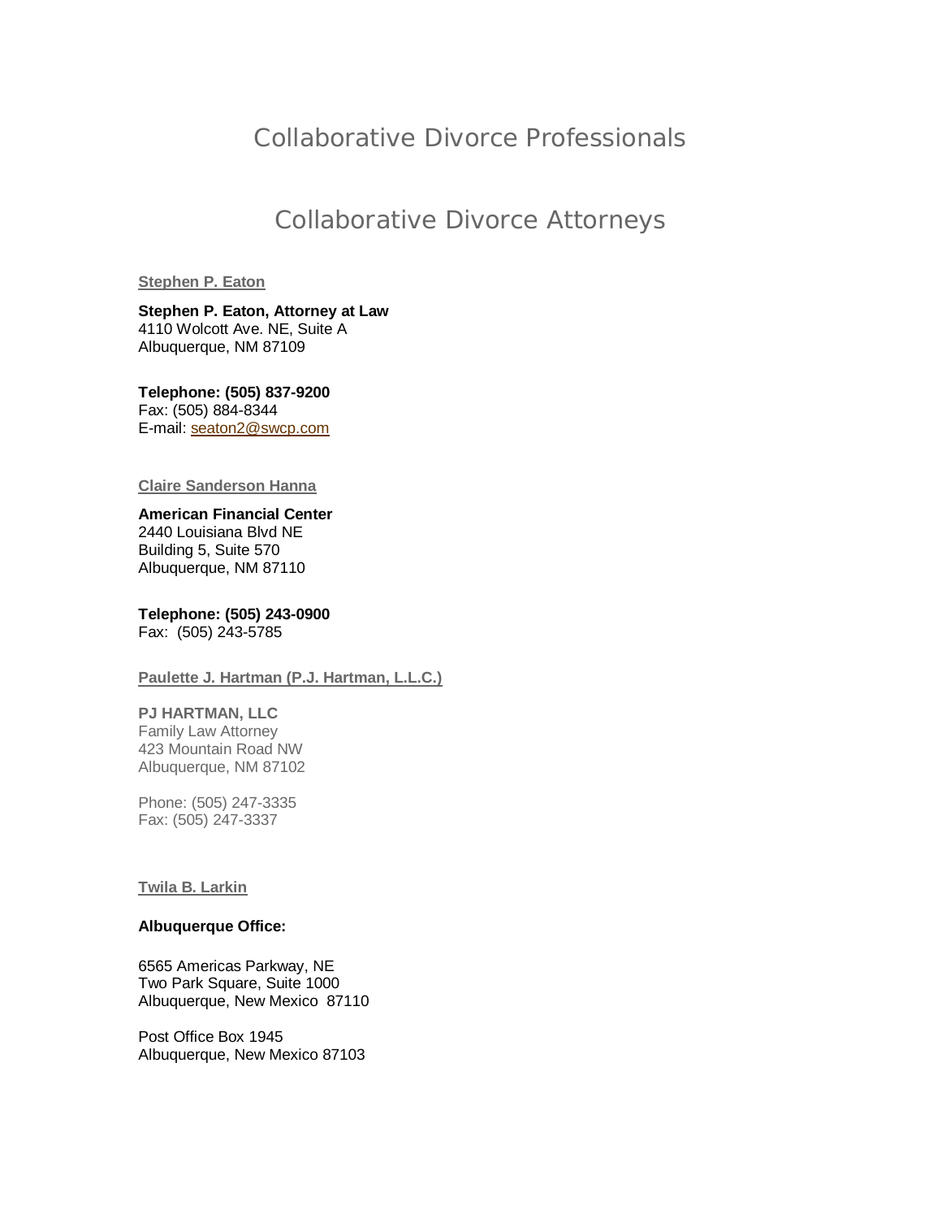# Collaborative Divorce Professionals

## Collaborative Divorce Attorneys

### Stephen P. Eaton

**Stephen P. Eaton, Attorney at Law**
4110 Wolcott Ave. NE, Suite A
Albuquerque, NM 87109

**Telephone: (505) 837-9200**
Fax: (505) 884-8344
E-mail: seaton2@swcp.com

### Claire Sanderson Hanna

**American Financial Center**
2440 Louisiana Blvd NE
Building 5, Suite 570
Albuquerque, NM 87110

**Telephone: (505) 243-0900**
Fax: (505) 243-5785

### Paulette J. Hartman (P.J. Hartman, L.L.C.)

**PJ HARTMAN, LLC**
Family Law Attorney
423 Mountain Road NW
Albuquerque, NM 87102

Phone: (505) 247-3335
Fax: (505) 247-3337

### Twila B. Larkin

**Albuquerque Office:**

6565 Americas Parkway, NE
Two Park Square, Suite 1000
Albuquerque, New Mexico 87110

Post Office Box 1945
Albuquerque, New Mexico 87103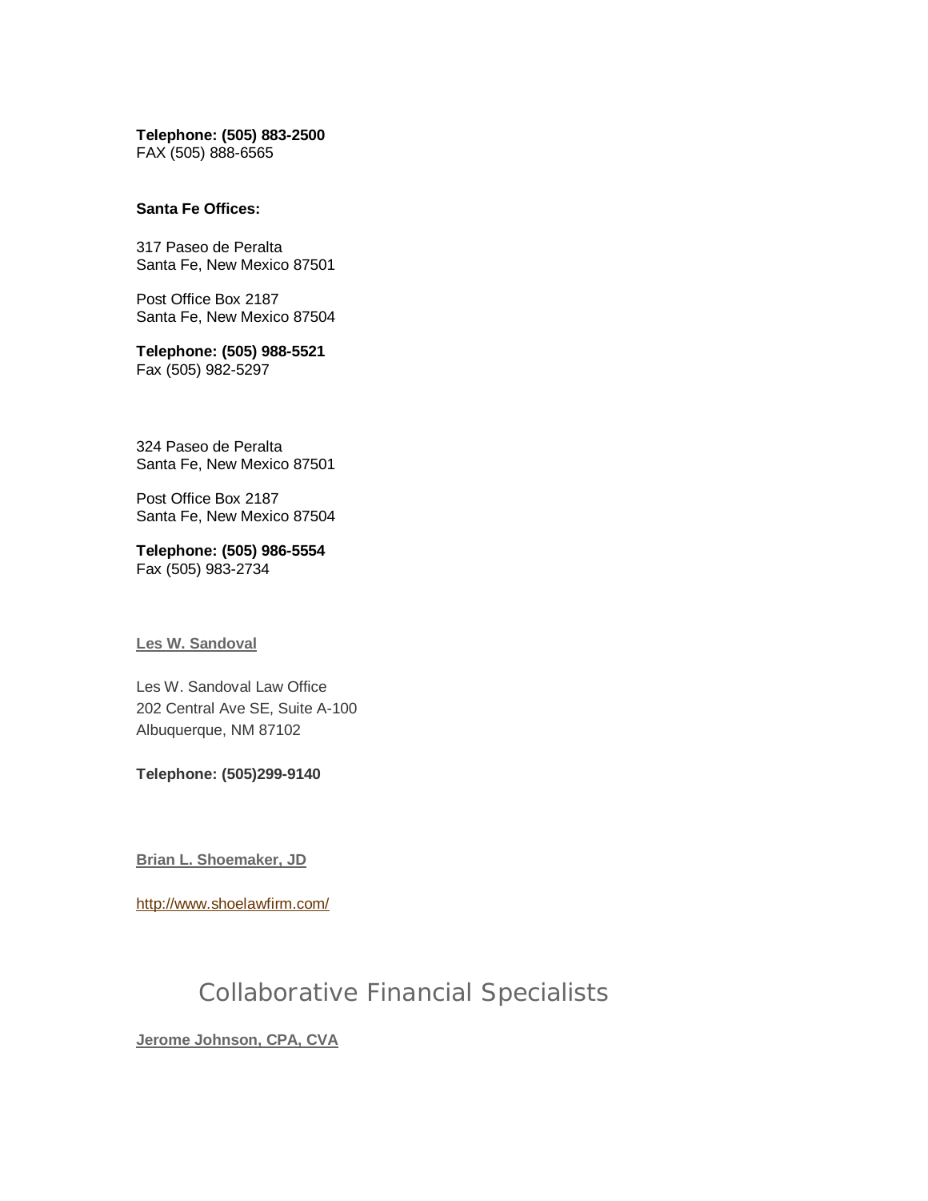**Telephone: (505) 883-2500**
FAX (505) 888-6565

**Santa Fe Offices:**

317 Paseo de Peralta
Santa Fe, New Mexico 87501

Post Office Box 2187
Santa Fe, New Mexico 87504

**Telephone: (505) 988-5521**
Fax (505) 982-5297

324 Paseo de Peralta
Santa Fe, New Mexico 87501

Post Office Box 2187
Santa Fe, New Mexico 87504

**Telephone: (505) 986-5554**
Fax (505) 983-2734

**Les W. Sandoval**

Les W. Sandoval Law Office
202 Central Ave SE, Suite A-100
Albuquerque, NM 87102

**Telephone: (505)299-9140**

**Brian L. Shoemaker, JD**

http://www.shoelawfirm.com/

## Collaborative Financial Specialists

**Jerome Johnson, CPA, CVA**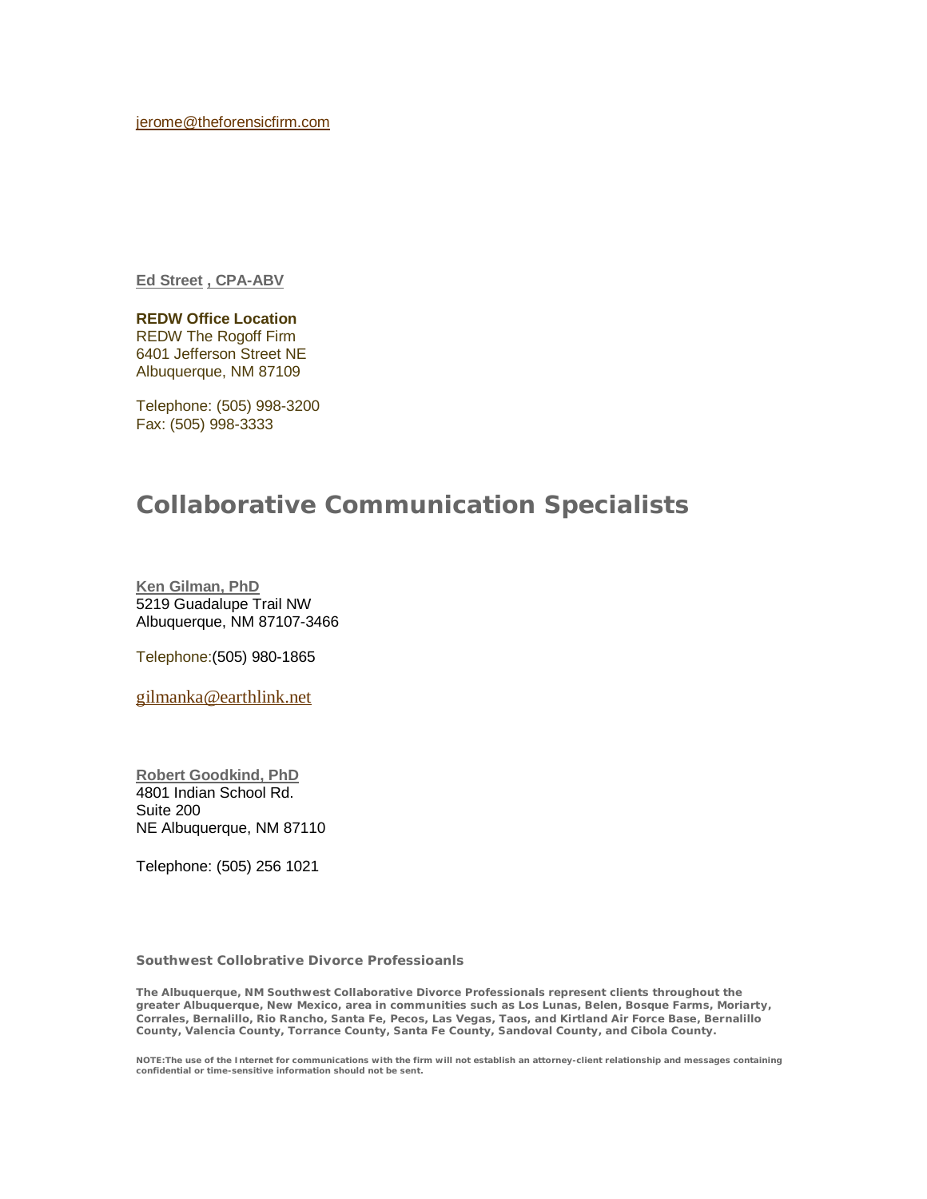jerome@theforensicfirm.com

**Ed Street , CPA-ABV**

**REDW Office Location**
REDW The Rogoff Firm
6401 Jefferson Street NE
Albuquerque, NM 87109

Telephone: (505) 998-3200
Fax: (505) 998-3333

## Collaborative Communication Specialists

**Ken Gilman, PhD**
5219 Guadalupe Trail NW
Albuquerque, NM 87107-3466

Telephone:(505) 980-1865

gilmanka@earthlink.net

**Robert Goodkind, PhD**
4801 Indian School Rd.
Suite 200
NE Albuquerque, NM 87110

Telephone: (505) 256 1021

**Southwest Collobrative Divorce Professioanls**

**The Albuquerque, NM Southwest Collaborative Divorce Professionals represent clients throughout the greater Albuquerque, New Mexico, area in communities such as Los Lunas, Belen, Bosque Farms, Moriarty, Corrales, Bernalillo, Rio Rancho, Santa Fe, Pecos, Las Vegas, Taos, and Kirtland Air Force Base, Bernalillo County, Valencia County, Torrance County, Santa Fe County, Sandoval County, and Cibola County.**

**NOTE:The use of the Internet for communications with the firm will not establish an attorney-client relationship and messages containing confidential or time-sensitive information should not be sent.**